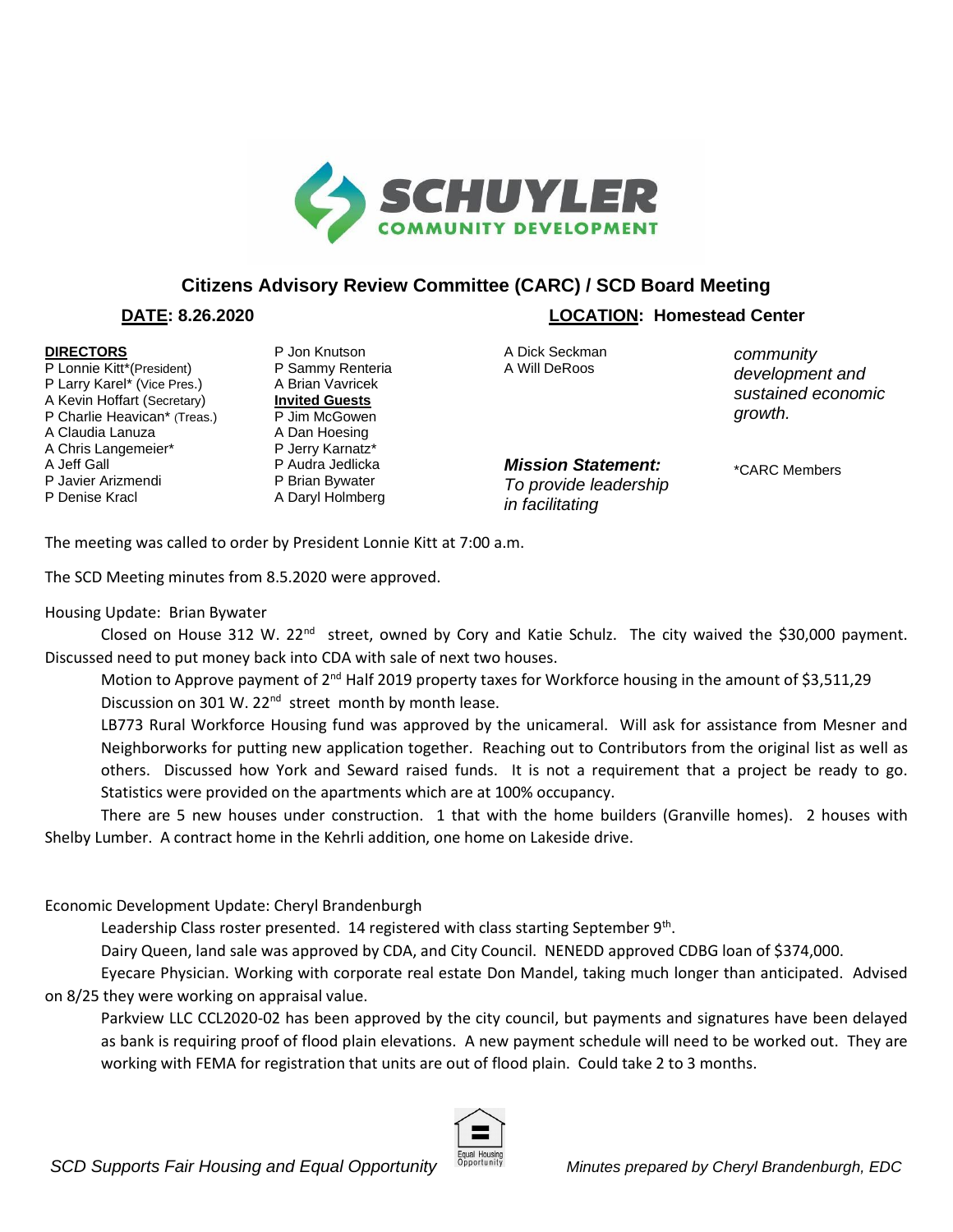# Citizens Advisory Review Committee (CARC) / SCD Board Meeting

**DATE: 8.26.2020** **LOCATION: Homestead Center**

**DIRECTORS**

P Lonnie Kitt*(President)
P Larry Karel* (Vice Pres.)
A Kevin Hoffart (Secretary)
P Charlie Heavican* (Treas.)
A Claudia Lanuza
A Chris Langemeier*
A Jeff Gall
P Javier Arizmendi
P Denise Kracl
P Jon Knutson
P Sammy Renteria
A Brian Vavricek

**Invited Guests**

P Jim McGowen
A Dan Hoesing
P Jerry Karnatz*
P Audra Jedlicka
P Brian Bywater
A Daryl Holmberg
A Dick Seckman
A Will DeRoos

***Mission Statement:*** *To provide leadership in facilitating community development and sustained economic growth.*

*CARC Members

The meeting was called to order by President Lonnie Kitt at 7:00 a.m.

The SCD Meeting minutes from 8.5.2020 were approved.

Housing Update: Brian Bywater

Closed on House 312 W. 22nd street, owned by Cory and Katie Schulz. The city waived the $30,000 payment. Discussed need to put money back into CDA with sale of next two houses.

Motion to Approve payment of 2nd Half 2019 property taxes for Workforce housing in the amount of $3,511,29

Discussion on 301 W. 22nd street month by month lease.

LB773 Rural Workforce Housing fund was approved by the unicameral. Will ask for assistance from Mesner and Neighborworks for putting new application together. Reaching out to Contributors from the original list as well as others. Discussed how York and Seward raised funds. It is not a requirement that a project be ready to go. Statistics were provided on the apartments which are at 100% occupancy.

There are 5 new houses under construction. 1 that with the home builders (Granville homes). 2 houses with Shelby Lumber. A contract home in the Kehrli addition, one home on Lakeside drive.

Economic Development Update: Cheryl Brandenburgh

Leadership Class roster presented. 14 registered with class starting September 9th.

Dairy Queen, land sale was approved by CDA, and City Council. NENEDD approved CDBG loan of $374,000.

Eyecare Physician. Working with corporate real estate Don Mandel, taking much longer than anticipated. Advised on 8/25 they were working on appraisal value.

Parkview LLC CCL2020-02 has been approved by the city council, but payments and signatures have been delayed as bank is requiring proof of flood plain elevations. A new payment schedule will need to be worked out. They are working with FEMA for registration that units are out of flood plain. Could take 2 to 3 months.

*SCD Supports Fair Housing and Equal Opportunity* *Minutes prepared by Cheryl Brandenburgh, EDC*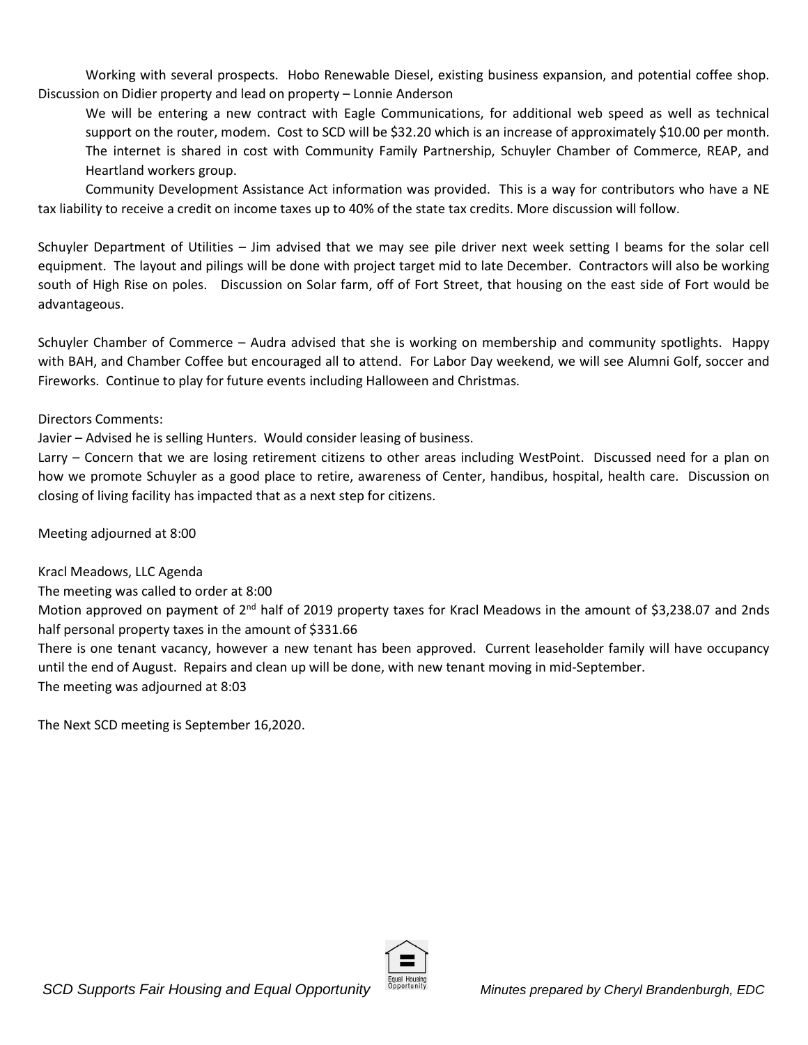Working with several prospects. Hobo Renewable Diesel, existing business expansion, and potential coffee shop. Discussion on Didier property and lead on property – Lonnie Anderson

We will be entering a new contract with Eagle Communications, for additional web speed as well as technical support on the router, modem. Cost to SCD will be $32.20 which is an increase of approximately $10.00 per month. The internet is shared in cost with Community Family Partnership, Schuyler Chamber of Commerce, REAP, and Heartland workers group.

Community Development Assistance Act information was provided. This is a way for contributors who have a NE tax liability to receive a credit on income taxes up to 40% of the state tax credits. More discussion will follow.

Schuyler Department of Utilities – Jim advised that we may see pile driver next week setting I beams for the solar cell equipment. The layout and pilings will be done with project target mid to late December. Contractors will also be working south of High Rise on poles. Discussion on Solar farm, off of Fort Street, that housing on the east side of Fort would be advantageous.

Schuyler Chamber of Commerce – Audra advised that she is working on membership and community spotlights. Happy with BAH, and Chamber Coffee but encouraged all to attend. For Labor Day weekend, we will see Alumni Golf, soccer and Fireworks. Continue to play for future events including Halloween and Christmas.

Directors Comments:

Javier – Advised he is selling Hunters. Would consider leasing of business.

Larry – Concern that we are losing retirement citizens to other areas including WestPoint. Discussed need for a plan on how we promote Schuyler as a good place to retire, awareness of Center, handibus, hospital, health care. Discussion on closing of living facility has impacted that as a next step for citizens.

Meeting adjourned at 8:00

Kracl Meadows, LLC Agenda

The meeting was called to order at 8:00

Motion approved on payment of 2nd half of 2019 property taxes for Kracl Meadows in the amount of $3,238.07 and 2nds half personal property taxes in the amount of $331.66

There is one tenant vacancy, however a new tenant has been approved. Current leaseholder family will have occupancy until the end of August. Repairs and clean up will be done, with new tenant moving in mid-September.

The meeting was adjourned at 8:03

The Next SCD meeting is September 16,2020.

*SCD Supports Fair Housing and Equal Opportunity* &nbsp;&nbsp;&nbsp; *Minutes prepared by Cheryl Brandenburgh, EDC*